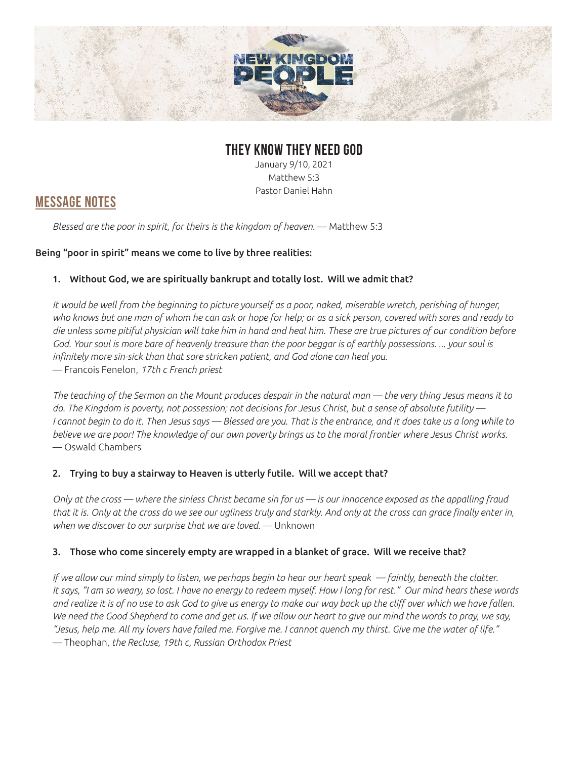# THEY KNOW THEY NEED GOD

January 9/10, 2021
Matthew 5:3
Pastor Daniel Hahn

## MESSAGE NOTES

*Blessed are the poor in spirit, for theirs is the kingdom of heaven.* — Matthew 5:3

**Being "poor in spirit" means we come to live by three realities:**

1. **Without God, we are spiritually bankrupt and totally lost. Will we admit that?**

*It would be well from the beginning to picture yourself as a poor, naked, miserable wretch, perishing of hunger, who knows but one man of whom he can ask or hope for help; or as a sick person, covered with sores and ready to die unless some pitiful physician will take him in hand and heal him. These are true pictures of our condition before God. Your soul is more bare of heavenly treasure than the poor beggar is of earthly possessions. ... your soul is infinitely more sin-sick than that sore stricken patient, and God alone can heal you.*
— Francois Fenelon, *17th c French priest*

*The teaching of the Sermon on the Mount produces despair in the natural man — the very thing Jesus means it to do. The Kingdom is poverty, not possession; not decisions for Jesus Christ, but a sense of absolute futility — I cannot begin to do it. Then Jesus says — Blessed are you. That is the entrance, and it does take us a long while to believe we are poor! The knowledge of our own poverty brings us to the moral frontier where Jesus Christ works.*
— Oswald Chambers

2. **Trying to buy a stairway to Heaven is utterly futile. Will we accept that?**

*Only at the cross — where the sinless Christ became sin for us — is our innocence exposed as the appalling fraud that it is. Only at the cross do we see our ugliness truly and starkly. And only at the cross can grace finally enter in, when we discover to our surprise that we are loved.* — Unknown

3. **Those who come sincerely empty are wrapped in a blanket of grace. Will we receive that?**

*If we allow our mind simply to listen, we perhaps begin to hear our heart speak — faintly, beneath the clatter. It says, "I am so weary, so lost. I have no energy to redeem myself. How I long for rest." Our mind hears these words and realize it is of no use to ask God to give us energy to make our way back up the cliff over which we have fallen. We need the Good Shepherd to come and get us. If we allow our heart to give our mind the words to pray, we say, "Jesus, help me. All my lovers have failed me. Forgive me. I cannot quench my thirst. Give me the water of life."*
— Theophan, *the Recluse, 19th c, Russian Orthodox Priest*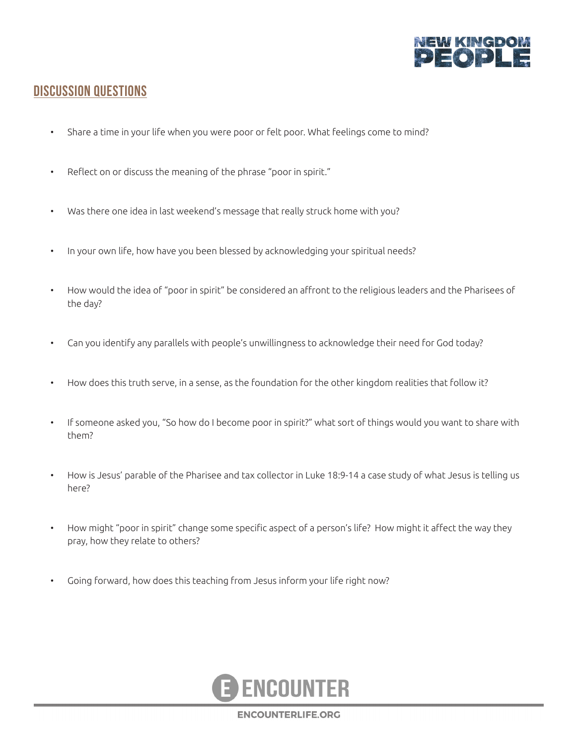## DISCUSSION QUESTIONS

- Share a time in your life when you were poor or felt poor. What feelings come to mind?
- Reflect on or discuss the meaning of the phrase "poor in spirit."
- Was there one idea in last weekend's message that really struck home with you?
- In your own life, how have you been blessed by acknowledging your spiritual needs?
- How would the idea of "poor in spirit" be considered an affront to the religious leaders and the Pharisees of the day?
- Can you identify any parallels with people's unwillingness to acknowledge their need for God today?
- How does this truth serve, in a sense, as the foundation for the other kingdom realities that follow it?
- If someone asked you, "So how do I become poor in spirit?" what sort of things would you want to share with them?
- How is Jesus' parable of the Pharisee and tax collector in Luke 18:9-14 a case study of what Jesus is telling us here?
- How might "poor in spirit" change some specific aspect of a person's life? How might it affect the way they pray, how they relate to others?
- Going forward, how does this teaching from Jesus inform your life right now?